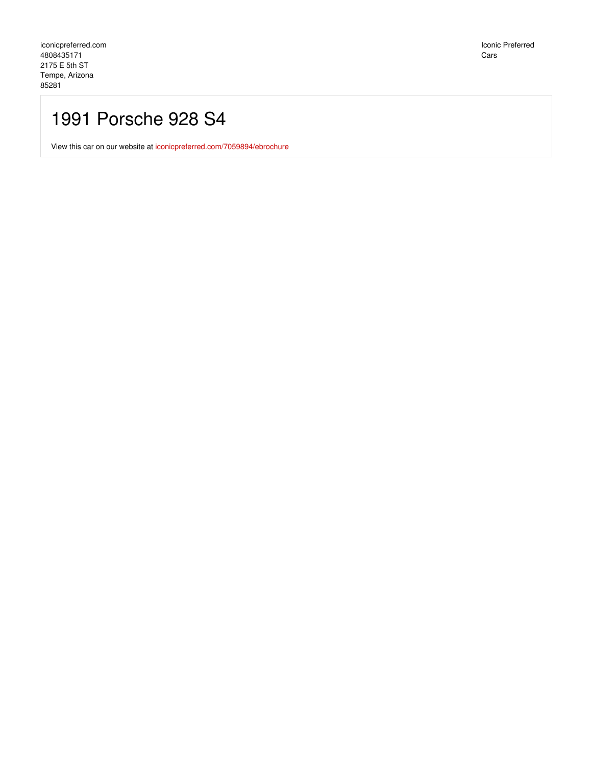iconicpreferred.com
4808435171
2175 E 5th ST
Tempe, Arizona
85281

Iconic Preferred Cars

# 1991 Porsche 928 S4

View this car on our website at iconicpreferred.com/7059894/ebrochure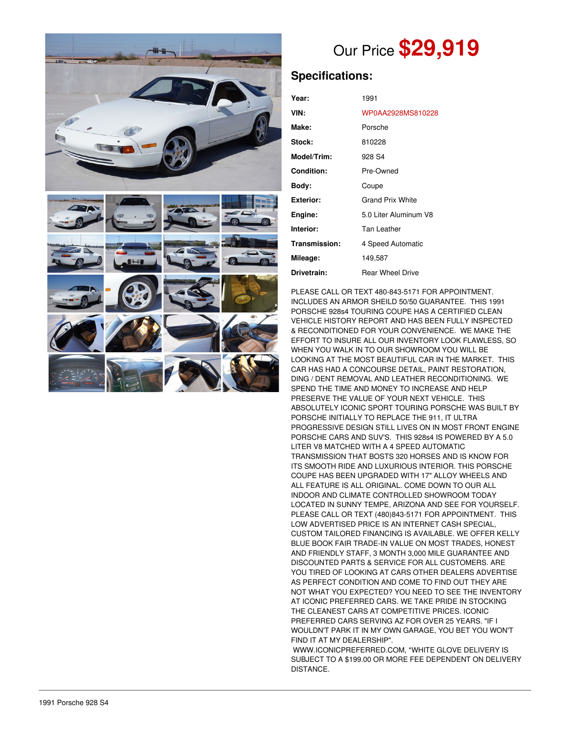# Our Price $29,919

## Specifications:

| | |
|---|---|
| **Year:** | 1991 |
| **VIN:** | WP0AA2928MS810228 |
| **Make:** | Porsche |
| **Stock:** | 810228 |
| **Model/Trim:** | 928 S4 |
| **Condition:** | Pre-Owned |
| **Body:** | Coupe |
| **Exterior:** | Grand Prix White |
| **Engine:** | 5.0 Liter Aluminum V8 |
| **Interior:** | Tan Leather |
| **Transmission:** | 4 Speed Automatic |
| **Mileage:** | 149,587 |
| **Drivetrain:** | Rear Wheel Drive |

PLEASE CALL OR TEXT 480-843-5171 FOR APPOINTMENT. INCLUDES AN ARMOR SHEILD 50/50 GUARANTEE. THIS 1991 PORSCHE 928s4 TOURING COUPE HAS A CERTIFIED CLEAN VEHICLE HISTORY REPORT AND HAS BEEN FULLY INSPECTED & RECONDITIONED FOR YOUR CONVENIENCE. WE MAKE THE EFFORT TO INSURE ALL OUR INVENTORY LOOK FLAWLESS, SO WHEN YOU WALK IN TO OUR SHOWROOM YOU WILL BE LOOKING AT THE MOST BEAUTIFUL CAR IN THE MARKET. THIS CAR HAS HAD A CONCOURSE DETAIL, PAINT RESTORATION, DING / DENT REMOVAL AND LEATHER RECONDITIONING. WE SPEND THE TIME AND MONEY TO INCREASE AND HELP PRESERVE THE VALUE OF YOUR NEXT VEHICLE. THIS ABSOLUTELY ICONIC SPORT TOURING PORSCHE WAS BUILT BY PORSCHE INITIALLY TO REPLACE THE 911, IT ULTRA PROGRESSIVE DESIGN STILL LIVES ON IN MOST FRONT ENGINE PORSCHE CARS AND SUV'S. THIS 928s4 IS POWERED BY A 5.0 LITER V8 MATCHED WITH A 4 SPEED AUTOMATIC TRANSMISSION THAT BOSTS 320 HORSES AND IS KNOW FOR ITS SMOOTH RIDE AND LUXURIOUS INTERIOR. THIS PORSCHE COUPE HAS BEEN UPGRADED WITH 17" ALLOY WHEELS AND ALL FEATURE IS ALL ORIGINAL. COME DOWN TO OUR ALL INDOOR AND CLIMATE CONTROLLED SHOWROOM TODAY LOCATED IN SUNNY TEMPE, ARIZONA AND SEE FOR YOURSELF. PLEASE CALL OR TEXT (480)843-5171 FOR APPOINTMENT. THIS LOW ADVERTISED PRICE IS AN INTERNET CASH SPECIAL, CUSTOM TAILORED FINANCING IS AVAILABLE. WE OFFER KELLY BLUE BOOK FAIR TRADE-IN VALUE ON MOST TRADES, HONEST AND FRIENDLY STAFF, 3 MONTH 3,000 MILE GUARANTEE AND DISCOUNTED PARTS & SERVICE FOR ALL CUSTOMERS. ARE YOU TIRED OF LOOKING AT CARS OTHER DEALERS ADVERTISE AS PERFECT CONDITION AND COME TO FIND OUT THEY ARE NOT WHAT YOU EXPECTED? YOU NEED TO SEE THE INVENTORY AT ICONIC PREFERRED CARS. WE TAKE PRIDE IN STOCKING THE CLEANEST CARS AT COMPETITIVE PRICES. ICONIC PREFERRED CARS SERVING AZ FOR OVER 25 YEARS. "IF I WOULDN'T PARK IT IN MY OWN GARAGE, YOU BET YOU WON'T FIND IT AT MY DEALERSHIP". WWW.ICONICPREFERRED.COM, *WHITE GLOVE DELIVERY IS SUBJECT TO A $199.00 OR MORE FEE DEPENDENT ON DELIVERY DISTANCE.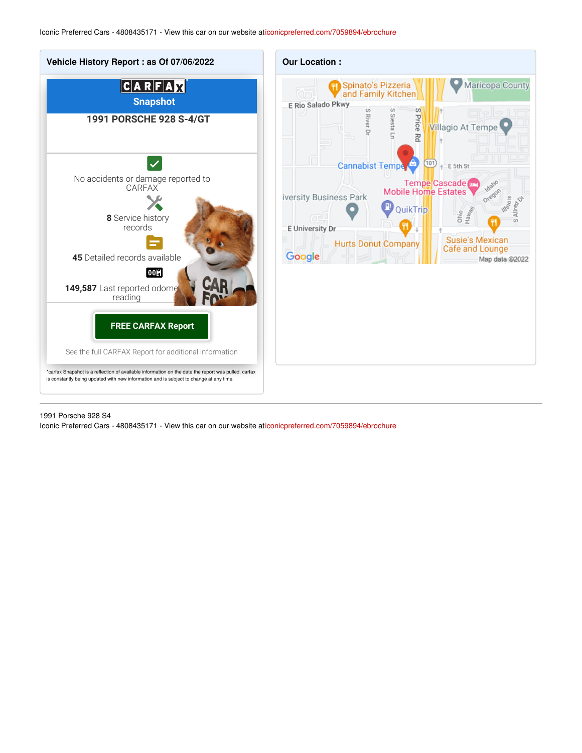## Vehicle History Report : as Of 07/06/2022

**CARFAX**
**Snapshot**

### 1991 PORSCHE 928 S-4/GT

No accidents or damage reported to CARFAX

**8** Service history records

**45** Detailed records available

**149,587** Last reported odometer reading

**FREE CARFAX Report**

See the full CARFAX Report for additional information

*carfax Snapshot is a reflection of available information on the date the report was pulled. carfax is constantly being updated with new information and is subject to change at any time.

## Our Location :

Spinato's Pizzeria and Family Kitchen · Maricopa County · E Rio Salado Pkwy · S River Dr · S Siesta Ln · S Price Rd · Villagio At Tempe · Cannabist Tempe · 101 · E 5th St · Tempe Cascade Mobile Home Estates · Idaho · Oregon · Illinois · S Alfred Dr · iversity Business Park · QuikTrip · Ohio · Hawaii · E University Dr · Hurts Donut Company · Susie's Mexican Cafe and Lounge · Google · Map data ©2022

1991 Porsche 928 S4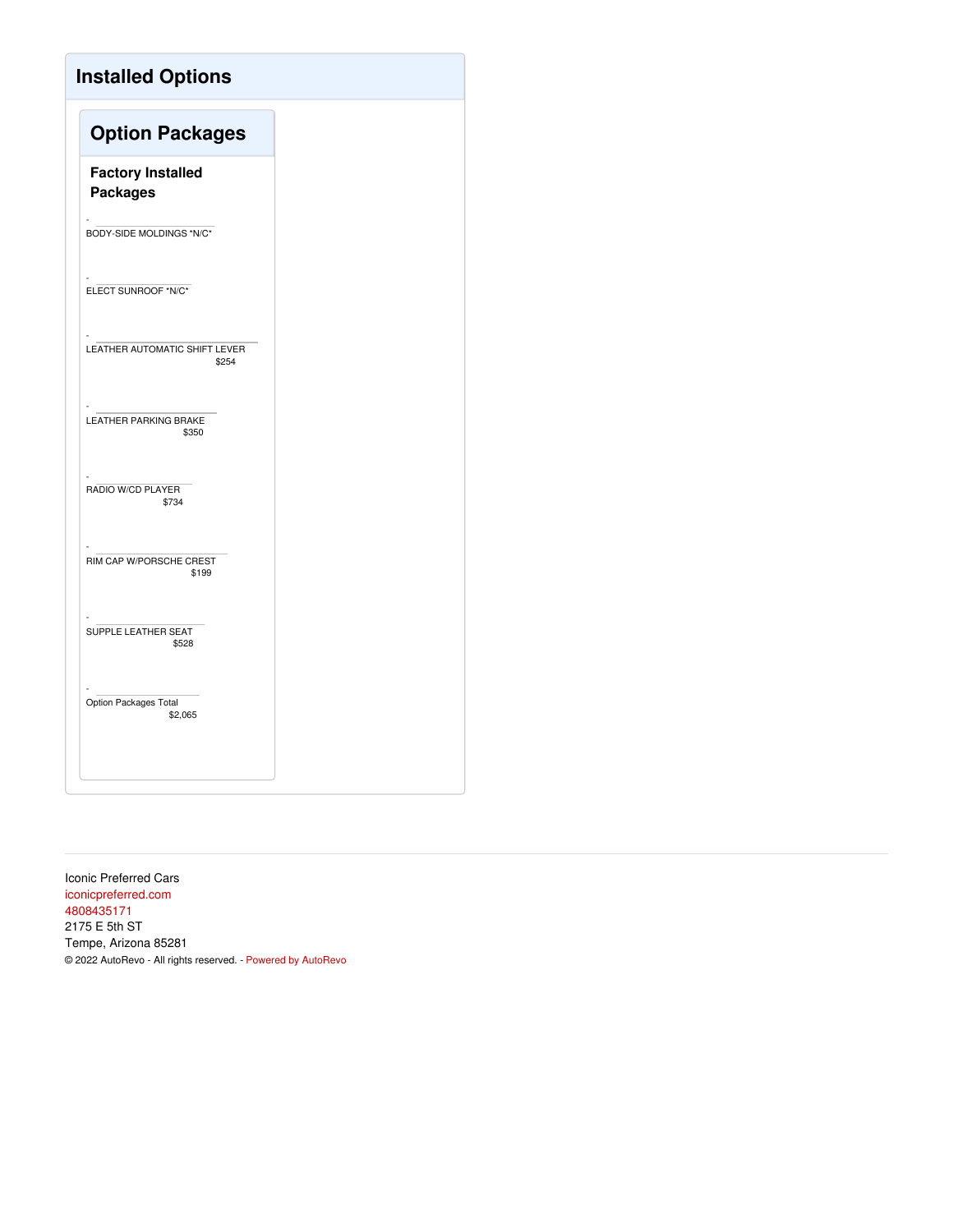# Installed Options

## Option Packages

### Factory Installed Packages

- BODY-SIDE MOLDINGS *N/C*

- ELECT SUNROOF *N/C*

- LEATHER AUTOMATIC SHIFT LEVER
  $254

- LEATHER PARKING BRAKE
  $350

- RADIO W/CD PLAYER
  $734

- RIM CAP W/PORSCHE CREST
  $199

- SUPPLE LEATHER SEAT
  $528

- Option Packages Total
  $2,065

---

Iconic Preferred Cars
iconicpreferred.com
4808435171
2175 E 5th ST
Tempe, Arizona 85281
© 2022 AutoRevo - All rights reserved. - Powered by AutoRevo